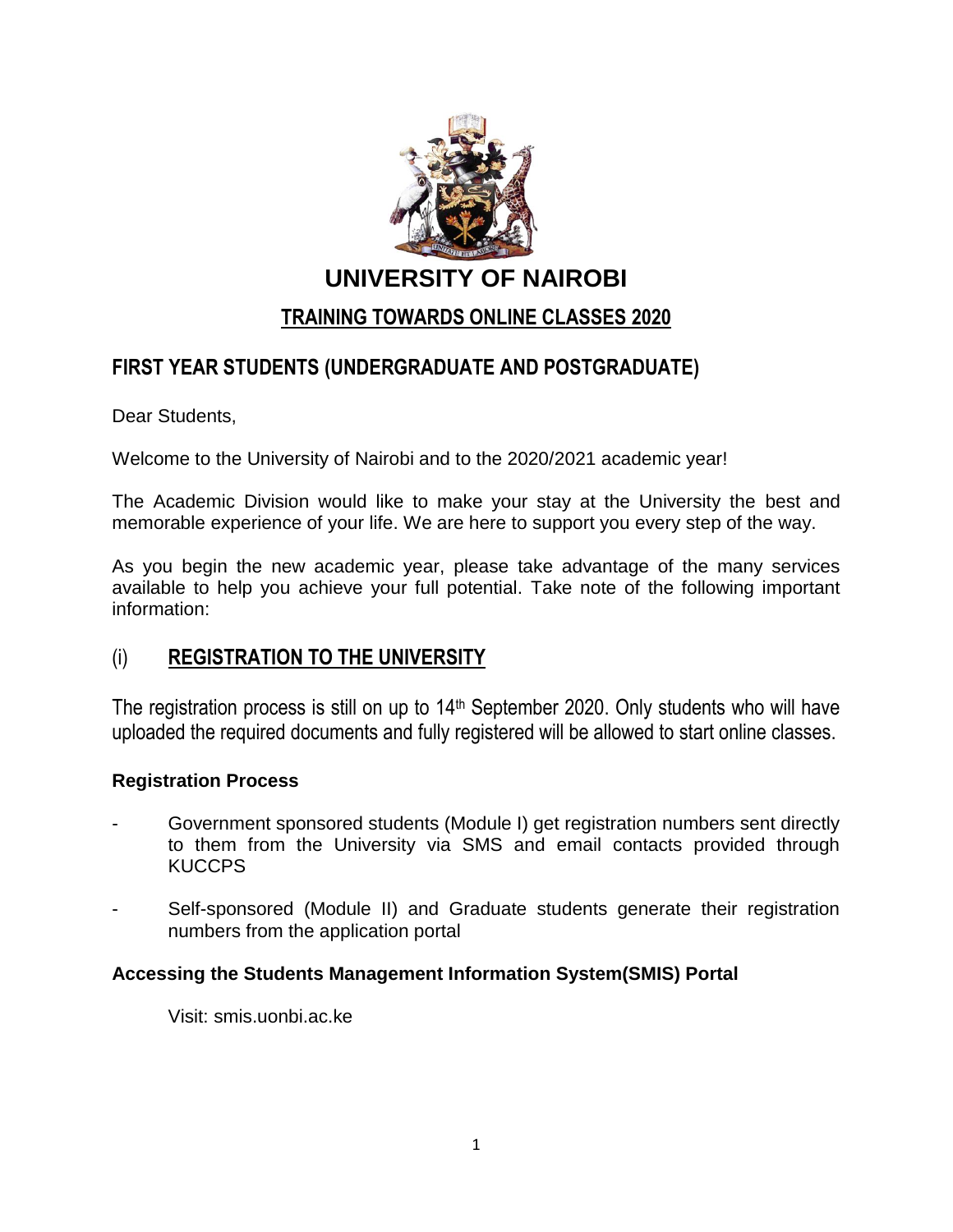# UNIVERSITY OF NAIROBI

## TRAINING TOWARDS ONLINE CLASSES 2020

## FIRST YEAR STUDENTS (UNDERGRADUATE AND POSTGRADUATE)

Dear Students,

Welcome to the University of Nairobi and to the 2020/2021 academic year!

The Academic Division would like to make your stay at the University the best and memorable experience of your life. We are here to support you every step of the way.

As you begin the new academic year, please take advantage of the many services available to help you achieve your full potential. Take note of the following important information:

## (i) REGISTRATION TO THE UNIVERSITY

The registration process is still on up to 14th September 2020. Only students who will have uploaded the required documents and fully registered will be allowed to start online classes.

**Registration Process**

- Government sponsored students (Module I) get registration numbers sent directly to them from the University via SMS and email contacts provided through KUCCPS
- Self-sponsored (Module II) and Graduate students generate their registration numbers from the application portal

**Accessing the Students Management Information System(SMIS) Portal**

Visit: smis.uonbi.ac.ke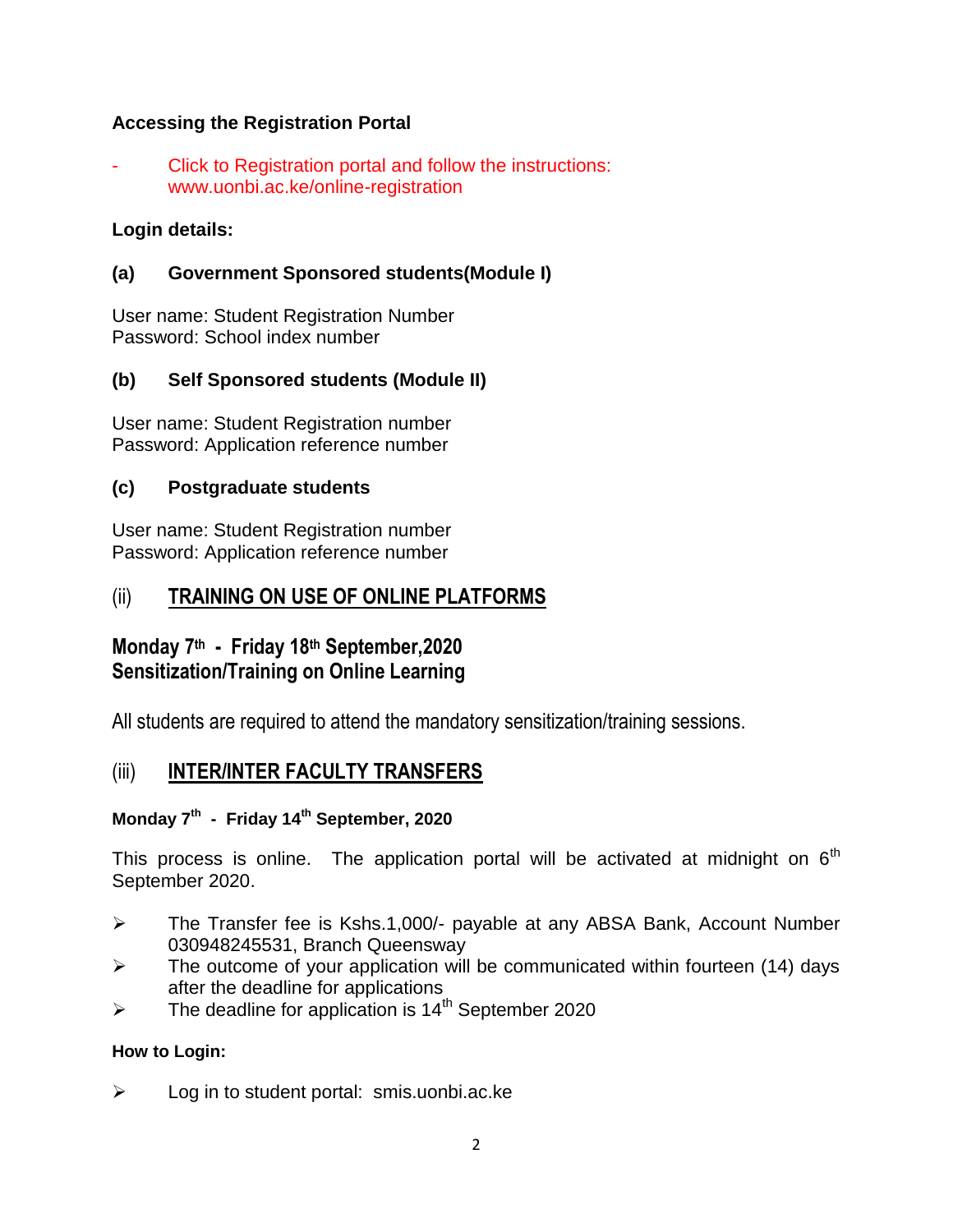**Accessing the Registration Portal**

- Click to Registration portal and follow the instructions: www.uonbi.ac.ke/online-registration

**Login details:**

**(a) Government Sponsored students(Module I)**

User name: Student Registration Number
Password: School index number

**(b) Self Sponsored students (Module II)**

User name: Student Registration number
Password: Application reference number

**(c) Postgraduate students**

User name: Student Registration number
Password: Application reference number

## (ii) TRAINING ON USE OF ONLINE PLATFORMS

### Monday 7th - Friday 18th September,2020
### Sensitization/Training on Online Learning

All students are required to attend the mandatory sensitization/training sessions.

## (iii) INTER/INTER FACULTY TRANSFERS

**Monday 7th - Friday 14th September, 2020**

This process is online. The application portal will be activated at midnight on 6th September 2020.

- The Transfer fee is Kshs.1,000/- payable at any ABSA Bank, Account Number 030948245531, Branch Queensway
- The outcome of your application will be communicated within fourteen (14) days after the deadline for applications
- The deadline for application is 14th September 2020

**How to Login:**

- Log in to student portal: smis.uonbi.ac.ke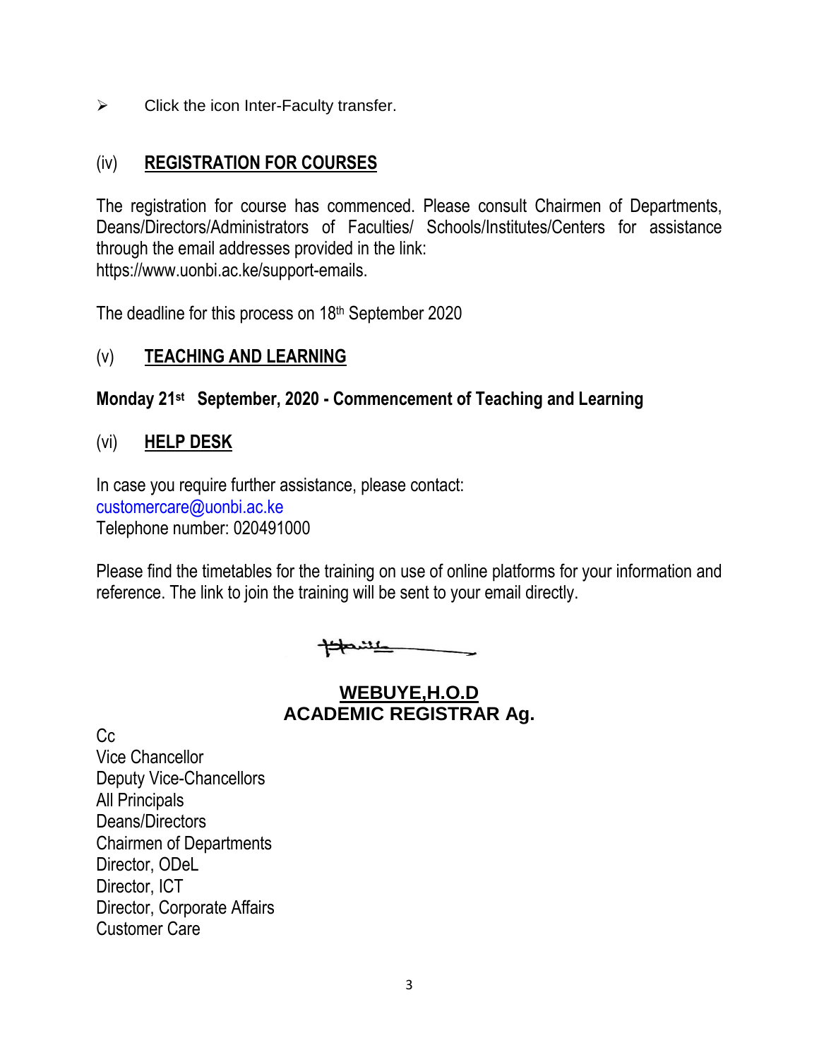- Click the icon Inter-Faculty transfer.

## (iv) REGISTRATION FOR COURSES

The registration for course has commenced. Please consult Chairmen of Departments, Deans/Directors/Administrators of Faculties/ Schools/Institutes/Centers for assistance through the email addresses provided in the link:
https://www.uonbi.ac.ke/support-emails.

The deadline for this process on 18th September 2020

## (v) TEACHING AND LEARNING

**Monday 21st September, 2020 - Commencement of Teaching and Learning**

## (vi) HELP DESK

In case you require further assistance, please contact:
customercare@uonbi.ac.ke
Telephone number: 020491000

Please find the timetables for the training on use of online platforms for your information and reference. The link to join the training will be sent to your email directly.

**WEBUYE,H.O.D**
**ACADEMIC REGISTRAR Ag.**

Cc
Vice Chancellor
Deputy Vice-Chancellors
All Principals
Deans/Directors
Chairmen of Departments
Director, ODeL
Director, ICT
Director, Corporate Affairs
Customer Care